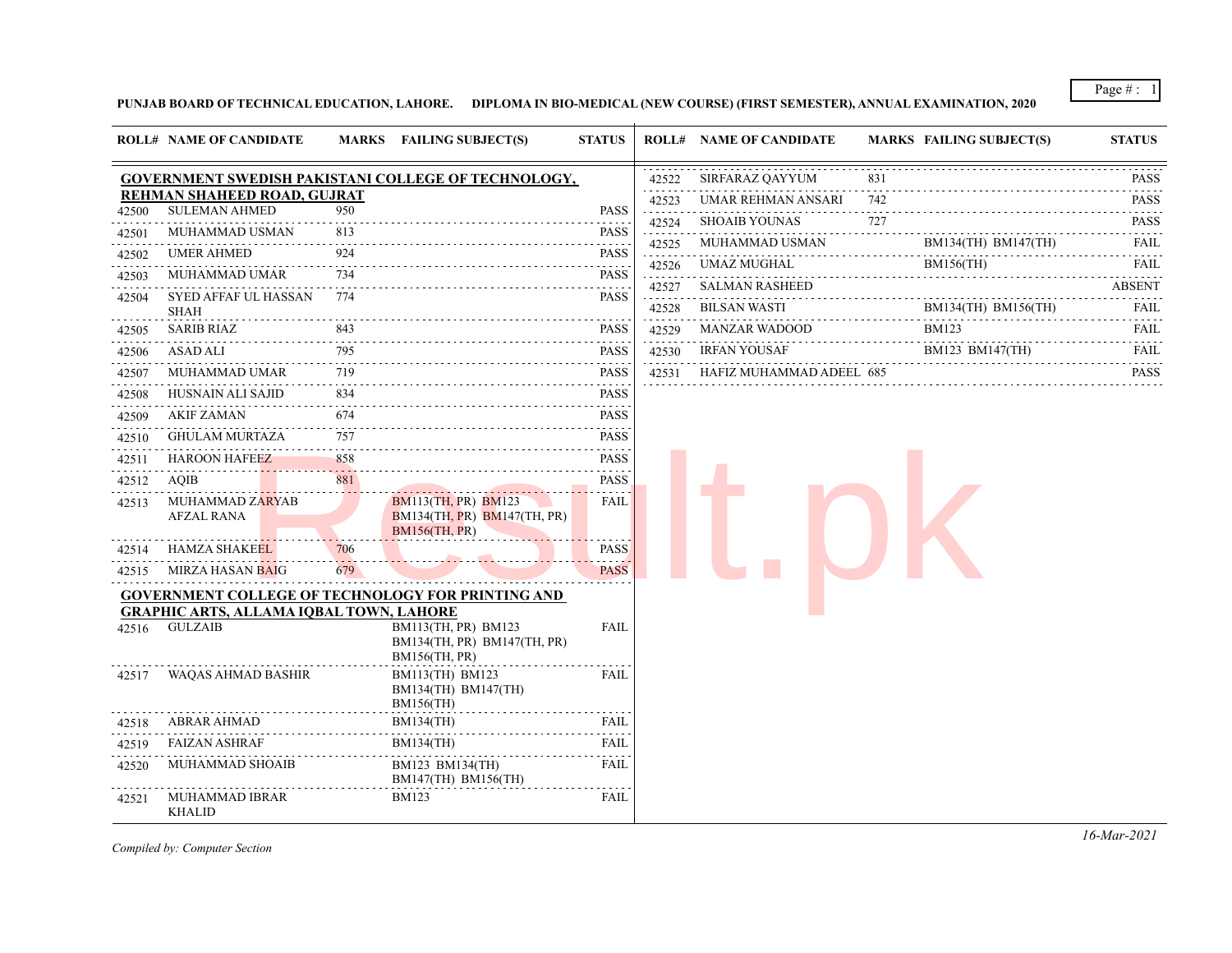**PUNJAB BOARD OF TECHNICAL EDUCATION, LAHORE. DIPLOMA IN BIO-MEDICAL (NEW COURSE) (FIRST SEMESTER), ANNUAL EXAMINATION, 2020**

| ROLL# | NAME OF CANDIDATE | MARKS | FAILING SUBJECT(S) | STATUS |
|---|---|---|---|---|
| **GOVERNMENT SWEDISH PAKISTANI COLLEGE OF TECHNOLOGY, REHMAN SHAHEED ROAD, GUJRAT** | | | | |
| 42500 | SULEMAN AHMED | 950 | | PASS |
| 42501 | MUHAMMAD USMAN | 813 | | PASS |
| 42502 | UMER AHMED | 924 | | PASS |
| 42503 | MUHAMMAD UMAR | 734 | | PASS |
| 42504 | SYED AFFAF UL HASSAN SHAH | 774 | | PASS |
| 42505 | SARIB RIAZ | 843 | | PASS |
| 42506 | ASAD ALI | 795 | | PASS |
| 42507 | MUHAMMAD UMAR | 719 | | PASS |
| 42508 | HUSNAIN ALI SAJID | 834 | | PASS |
| 42509 | AKIF ZAMAN | 674 | | PASS |
| 42510 | GHULAM MURTAZA | 757 | | PASS |
| 42511 | HAROON HAFEEZ | 858 | | PASS |
| 42512 | AQIB | 881 | | PASS |
| 42513 | MUHAMMAD ZARYAB AFZAL RANA | | BM113(TH, PR) BM123 BM134(TH, PR) BM147(TH, PR) BM156(TH, PR) | FAIL |
| 42514 | HAMZA SHAKEEL | 706 | | PASS |
| 42515 | MIRZA HASAN BAIG | 679 | | PASS |
| **GOVERNMENT COLLEGE OF TECHNOLOGY FOR PRINTING AND GRAPHIC ARTS, ALLAMA IQBAL TOWN, LAHORE** | | | | |
| 42516 | GULZAIB | | BM113(TH, PR) BM123 BM134(TH, PR) BM147(TH, PR) BM156(TH, PR) | FAIL |
| 42517 | WAQAS AHMAD BASHIR | | BM113(TH) BM123 BM134(TH) BM147(TH) BM156(TH) | FAIL |
| 42518 | ABRAR AHMAD | | BM134(TH) | FAIL |
| 42519 | FAIZAN ASHRAF | | BM134(TH) | FAIL |
| 42520 | MUHAMMAD SHOAIB | | BM123 BM134(TH) BM147(TH) BM156(TH) | FAIL |
| 42521 | MUHAMMAD IBRAR KHALID | | BM123 | FAIL |
| 42522 | SIRFARAZ QAYYUM | 831 | | PASS |
| 42523 | UMAR REHMAN ANSARI | 742 | | PASS |
| 42524 | SHOAIB YOUNAS | 727 | | PASS |
| 42525 | MUHAMMAD USMAN | | BM134(TH) BM147(TH) | FAIL |
| 42526 | UMAZ MUGHAL | | BM156(TH) | FAIL |
| 42527 | SALMAN RASHEED | | | ABSENT |
| 42528 | BILSAN WASTI | | BM134(TH) BM156(TH) | FAIL |
| 42529 | MANZAR WADOOD | | BM123 | FAIL |
| 42530 | IRFAN YOUSAF | | BM123 BM147(TH) | FAIL |
| 42531 | HAFIZ MUHAMMAD ADEEL | 685 | | PASS |

*Compiled by: Computer Section*

*16-Mar-2021*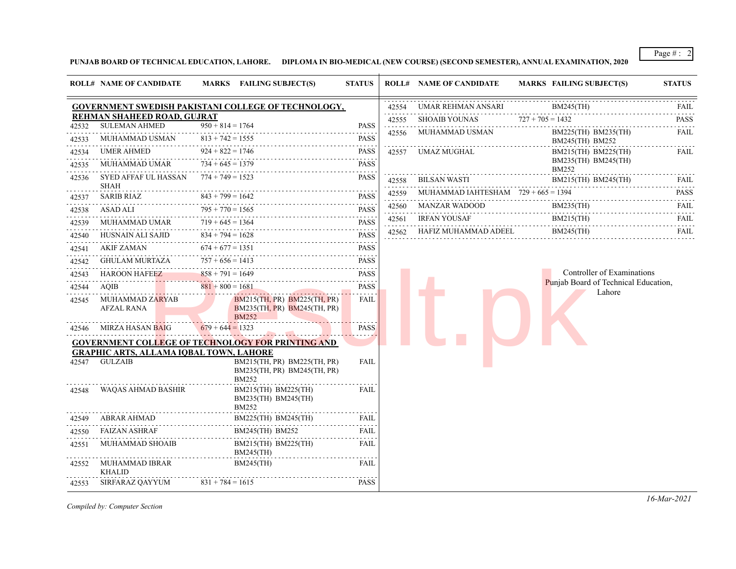**PUNJAB BOARD OF TECHNICAL EDUCATION, LAHORE. DIPLOMA IN BIO-MEDICAL (NEW COURSE) (SECOND SEMESTER), ANNUAL EXAMINATION, 2020**

| ROLL# | NAME OF CANDIDATE | MARKS | FAILING SUBJECT(S) | STATUS |
|---|---|---|---|---|
| **GOVERNMENT SWEDISH PAKISTANI COLLEGE OF TECHNOLOGY, REHMAN SHAHEED ROAD, GUJRAT** | | | | |
| 42532 | SULEMAN AHMED | 950 + 814 = 1764 | | PASS |
| 42533 | MUHAMMAD USMAN | 813 + 742 = 1555 | | PASS |
| 42534 | UMER AHMED | 924 + 822 = 1746 | | PASS |
| 42535 | MUHAMMAD UMAR | 734 + 645 = 1379 | | PASS |
| 42536 | SYED AFFAF UL HASSAN SHAH | 774 + 749 = 1523 | | PASS |
| 42537 | SARIB RIAZ | 843 + 799 = 1642 | | PASS |
| 42538 | ASAD ALI | 795 + 770 = 1565 | | PASS |
| 42539 | MUHAMMAD UMAR | 719 + 645 = 1364 | | PASS |
| 42540 | HUSNAIN ALI SAJID | 834 + 794 = 1628 | | PASS |
| 42541 | AKIF ZAMAN | 674 + 677 = 1351 | | PASS |
| 42542 | GHULAM MURTAZA | 757 + 656 = 1413 | | PASS |
| 42543 | HAROON HAFEEZ | 858 + 791 = 1649 | | PASS |
| 42544 | AQIB | 881 + 800 = 1681 | | PASS |
| 42545 | MUHAMMAD ZARYAB AFZAL RANA | | BM215(TH, PR) BM225(TH, PR) BM235(TH, PR) BM245(TH, PR) BM252 | FAIL |
| 42546 | MIRZA HASAN BAIG | 679 + 644 = 1323 | | PASS |
| **GOVERNMENT COLLEGE OF TECHNOLOGY FOR PRINTING AND GRAPHIC ARTS, ALLAMA IQBAL TOWN, LAHORE** | | | | |
| 42547 | GULZAIB | | BM215(TH, PR) BM225(TH, PR) BM235(TH, PR) BM245(TH, PR) BM252 | FAIL |
| 42548 | WAQAS AHMAD BASHIR | | BM215(TH) BM225(TH) BM235(TH) BM245(TH) BM252 | FAIL |
| 42549 | ABRAR AHMAD | | BM225(TH) BM245(TH) | FAIL |
| 42550 | FAIZAN ASHRAF | | BM245(TH) BM252 | FAIL |
| 42551 | MUHAMMAD SHOAIB | | BM215(TH) BM225(TH) BM245(TH) | FAIL |
| 42552 | MUHAMMAD IBRAR KHALID | | BM245(TH) | FAIL |
| 42553 | SIRFARAZ QAYYUM | 831 + 784 = 1615 | | PASS |
| 42554 | UMAR REHMAN ANSARI | | BM245(TH) | FAIL |
| 42555 | SHOAIB YOUNAS | 727 + 705 = 1432 | | PASS |
| 42556 | MUHAMMAD USMAN | | BM225(TH) BM235(TH) BM245(TH) BM252 | FAIL |
| 42557 | UMAZ MUGHAL | | BM215(TH) BM225(TH) BM235(TH) BM245(TH) BM252 | FAIL |
| 42558 | BILSAN WASTI | | BM215(TH) BM245(TH) | FAIL |
| 42559 | MUHAMMAD IAHTESHAM | 729 + 665 = 1394 | | PASS |
| 42560 | MANZAR WADOOD | | BM235(TH) | FAIL |
| 42561 | IRFAN YOUSAF | | BM215(TH) | FAIL |
| 42562 | HAFIZ MUHAMMAD ADEEL | | BM245(TH) | FAIL |

Controller of Examinations
Punjab Board of Technical Education, Lahore

*Compiled by: Computer Section*

*16-Mar-2021*